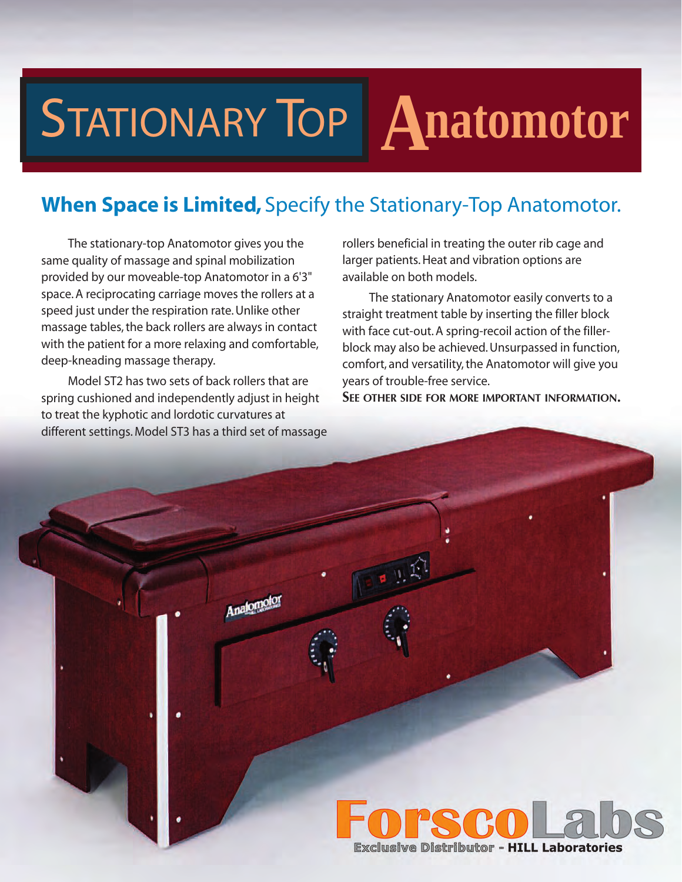# STATIONARY TOP Anatomotor

## **When Space is Limited,** Specify the Stationary-Top Anatomotor.

The stationary-top Anatomotor gives you the same quality of massage and spinal mobilization provided by our moveable-top Anatomotor in a 6'3" space. A reciprocating carriage moves the rollers at a speed just under the respiration rate. Unlike other massage tables, the back rollers are always in contact with the patient for a more relaxing and comfortable, deep-kneading massage therapy.

Model ST2 has two sets of back rollers that are spring cushioned and independently adjust in height to treat the kyphotic and lordotic curvatures at different settings. Model ST3 has a third set of massage rollers beneficial in treating the outer rib cage and larger patients. Heat and vibration options are available on both models.

The stationary Anatomotor easily converts to a straight treatment table by inserting the filler block with face cut-out. A spring-recoil action of the filler-block may also be achieved. Unsurpassed in function, comfort, and versatility, the Anatomotor will give you years of trouble-free service.

**SEE OTHER SIDE FOR MORE IMPORTANT INFORMATION.**

ForscoLabs

Exclusive Distributor - **HILL Laboratories**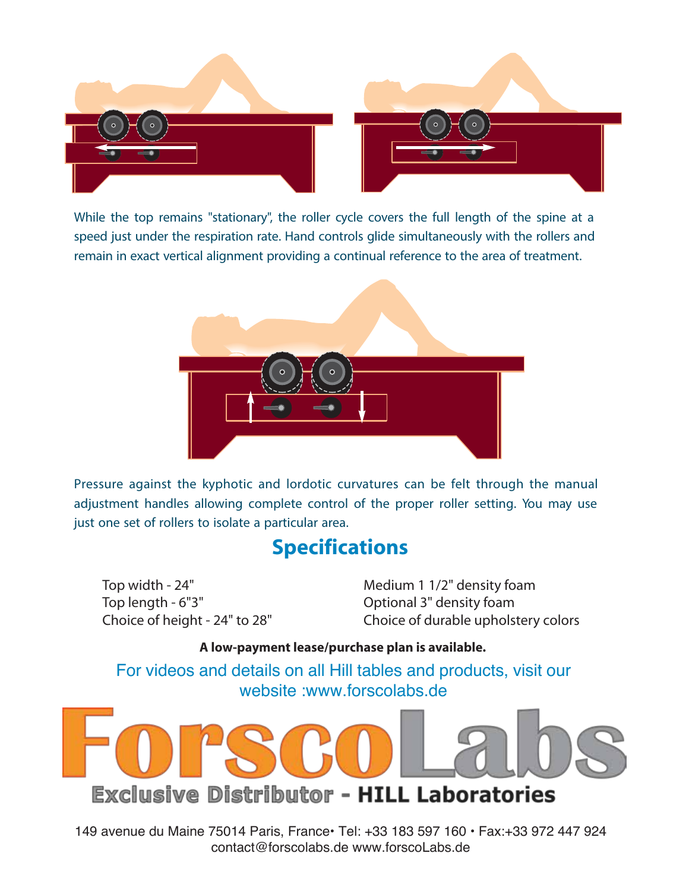While the top remains "stationary", the roller cycle covers the full length of the spine at a speed just under the respiration rate. Hand controls glide simultaneously with the rollers and remain in exact vertical alignment providing a continual reference to the area of treatment.

Pressure against the kyphotic and lordotic curvatures can be felt through the manual adjustment handles allowing complete control of the proper roller setting. You may use just one set of rollers to isolate a particular area.

## Specifications

- Top width - 24"
- Top length - 6"3"
- Choice of height - 24" to 28"
- Medium 1 1/2" density foam
- Optional 3" density foam
- Choice of durable upholstery colors

**A low-payment lease/purchase plan is available.**

For videos and details on all Hill tables and products, visit our website :www.forscolabs.de

# ForscoLabs

**Exclusive Distributor - HILL Laboratories**

149 avenue du Maine 75014 Paris, France• Tel: +33 183 597 160 • Fax:+33 972 447 924
contact@forscolabs.de www.forscoLabs.de